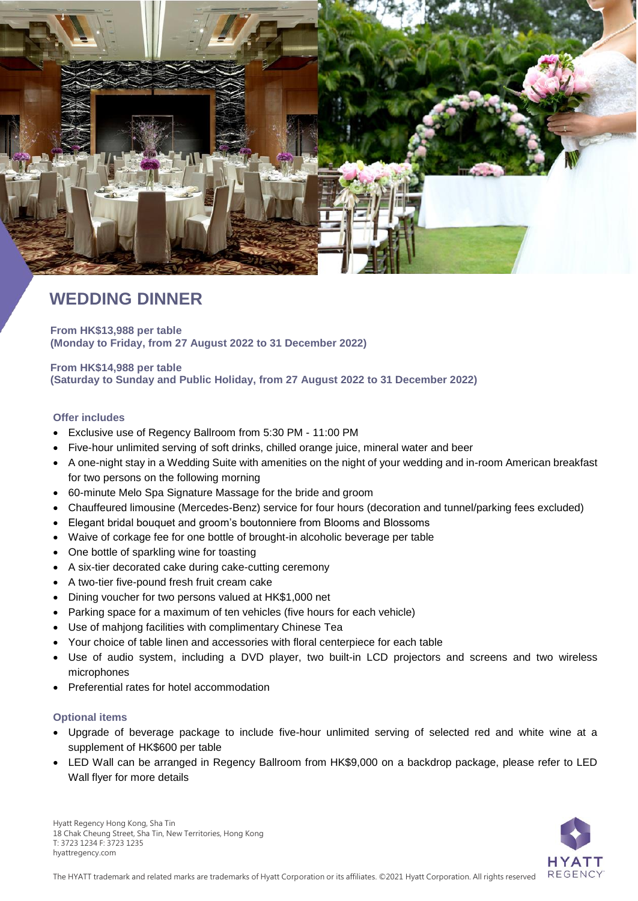# WEDDING DINNER

**From HK$13,988 per table**
**(Monday to Friday, from 27 August 2022 to 31 December 2022)**

**From HK$14,988 per table**
**(Saturday to Sunday and Public Holiday, from 27 August 2022 to 31 December 2022)**

### Offer includes

- Exclusive use of Regency Ballroom from 5:30 PM - 11:00 PM
- Five-hour unlimited serving of soft drinks, chilled orange juice, mineral water and beer
- A one-night stay in a Wedding Suite with amenities on the night of your wedding and in-room American breakfast for two persons on the following morning
- 60-minute Melo Spa Signature Massage for the bride and groom
- Chauffeured limousine (Mercedes-Benz) service for four hours (decoration and tunnel/parking fees excluded)
- Elegant bridal bouquet and groom's boutonniere from Blooms and Blossoms
- Waive of corkage fee for one bottle of brought-in alcoholic beverage per table
- One bottle of sparkling wine for toasting
- A six-tier decorated cake during cake-cutting ceremony
- A two-tier five-pound fresh fruit cream cake
- Dining voucher for two persons valued at HK$1,000 net
- Parking space for a maximum of ten vehicles (five hours for each vehicle)
- Use of mahjong facilities with complimentary Chinese Tea
- Your choice of table linen and accessories with floral centerpiece for each table
- Use of audio system, including a DVD player, two built-in LCD projectors and screens and two wireless microphones
- Preferential rates for hotel accommodation

### Optional items

- Upgrade of beverage package to include five-hour unlimited serving of selected red and white wine at a supplement of HK$600 per table
- LED Wall can be arranged in Regency Ballroom from HK$9,000 on a backdrop package, please refer to LED Wall flyer for more details

Hyatt Regency Hong Kong, Sha Tin
18 Chak Cheung Street, Sha Tin, New Territories, Hong Kong
T: 3723 1234 F: 3723 1235
hyattregency.com

The HYATT trademark and related marks are trademarks of Hyatt Corporation or its affiliates. ©2021 Hyatt Corporation. All rights reserved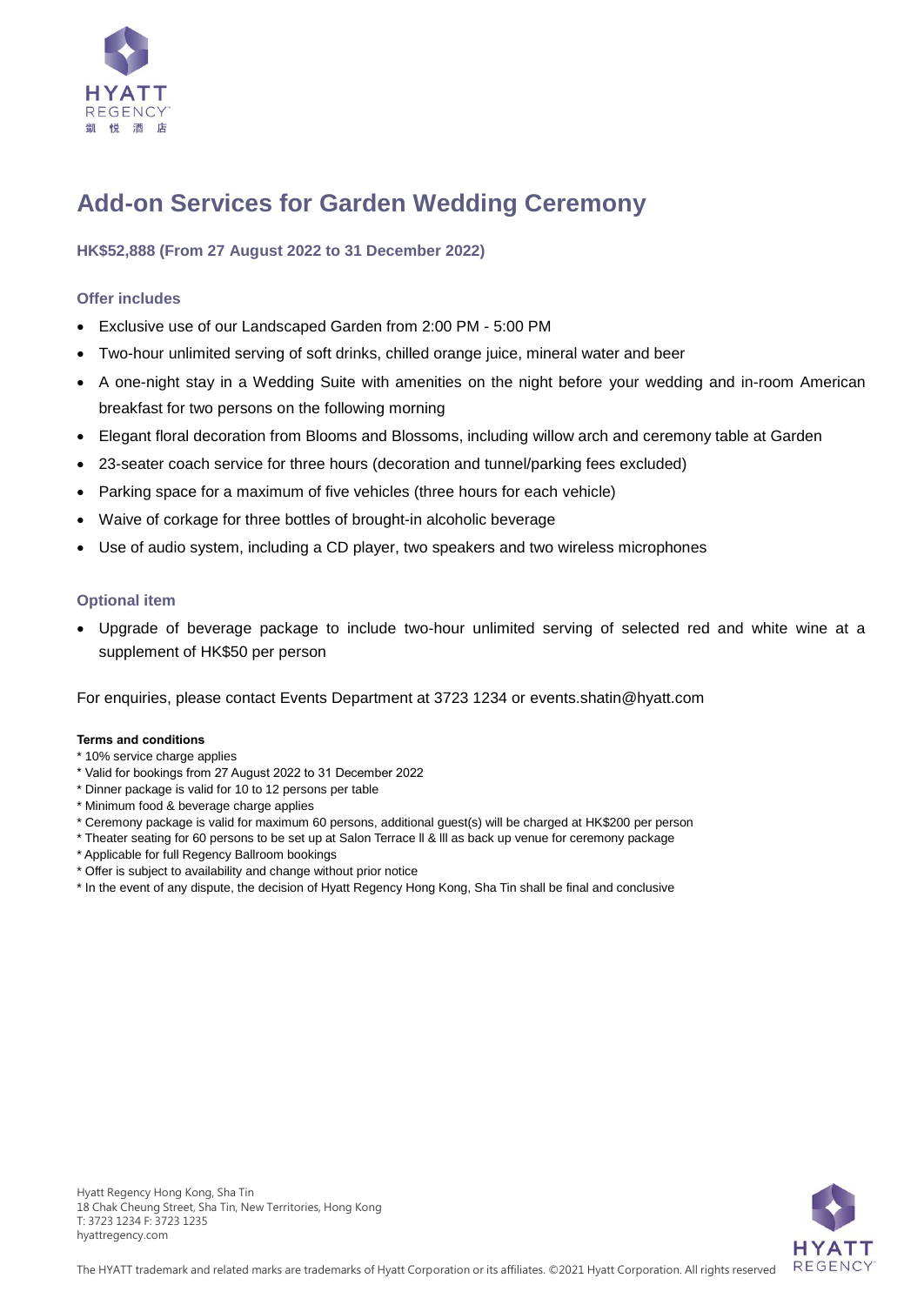# Add-on Services for Garden Wedding Ceremony

**HK$52,888 (From 27 August 2022 to 31 December 2022)**

### Offer includes

- Exclusive use of our Landscaped Garden from 2:00 PM - 5:00 PM
- Two-hour unlimited serving of soft drinks, chilled orange juice, mineral water and beer
- A one-night stay in a Wedding Suite with amenities on the night before your wedding and in-room American breakfast for two persons on the following morning
- Elegant floral decoration from Blooms and Blossoms, including willow arch and ceremony table at Garden
- 23-seater coach service for three hours (decoration and tunnel/parking fees excluded)
- Parking space for a maximum of five vehicles (three hours for each vehicle)
- Waive of corkage for three bottles of brought-in alcoholic beverage
- Use of audio system, including a CD player, two speakers and two wireless microphones

### Optional item

- Upgrade of beverage package to include two-hour unlimited serving of selected red and white wine at a supplement of HK$50 per person

For enquiries, please contact Events Department at 3723 1234 or events.shatin@hyatt.com

**Terms and conditions**

* 10% service charge applies
* Valid for bookings from 27 August 2022 to 31 December 2022
* Dinner package is valid for 10 to 12 persons per table
* Minimum food & beverage charge applies
* Ceremony package is valid for maximum 60 persons, additional guest(s) will be charged at HK$200 per person
* Theater seating for 60 persons to be set up at Salon Terrace II & III as back up venue for ceremony package
* Applicable for full Regency Ballroom bookings
* Offer is subject to availability and change without prior notice
* In the event of any dispute, the decision of Hyatt Regency Hong Kong, Sha Tin shall be final and conclusive

Hyatt Regency Hong Kong, Sha Tin
18 Chak Cheung Street, Sha Tin, New Territories, Hong Kong
T: 3723 1234 F: 3723 1235
hyattregency.com

The HYATT trademark and related marks are trademarks of Hyatt Corporation or its affiliates. ©2021 Hyatt Corporation. All rights reserved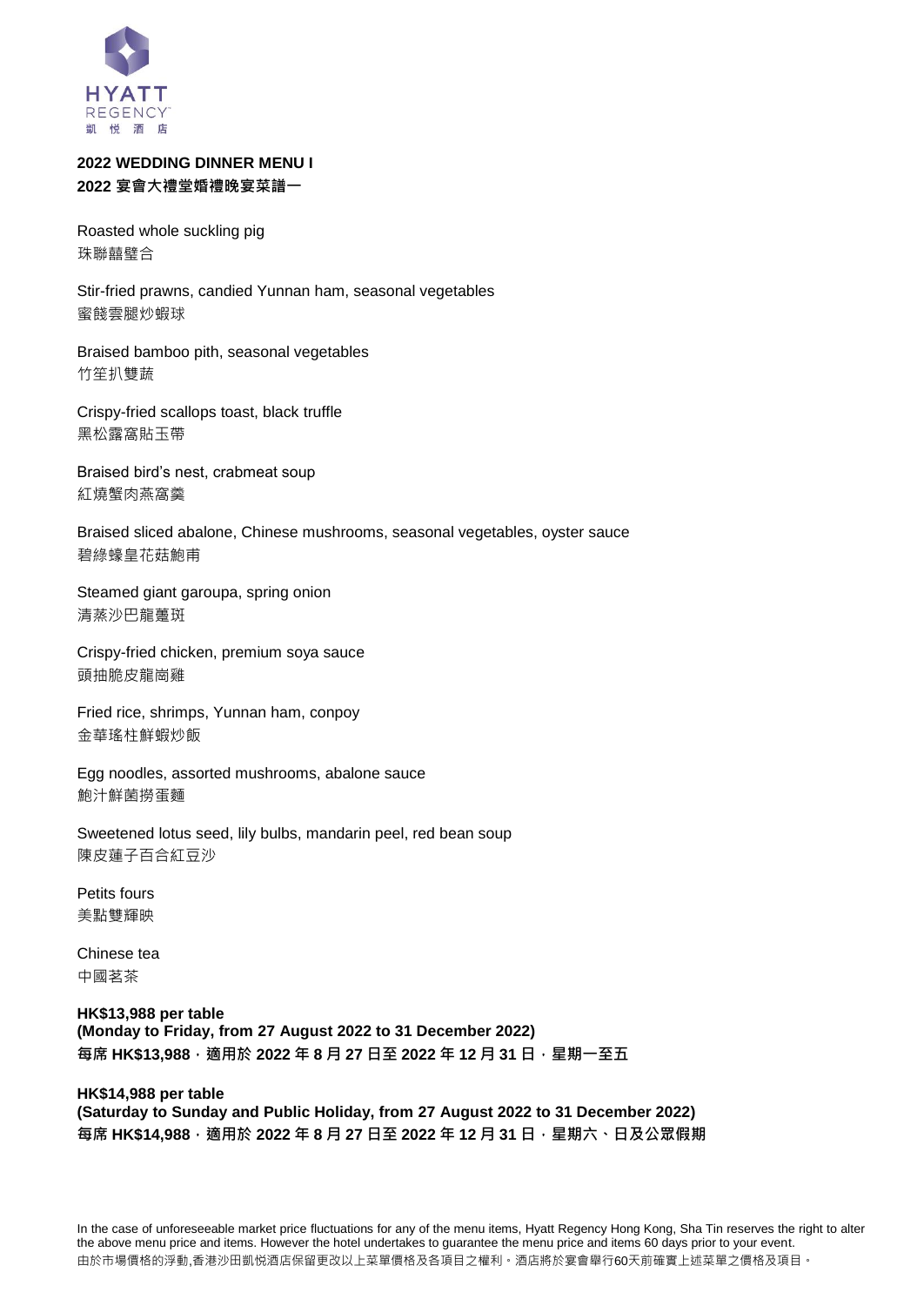HYATT
REGENCY
凱 悦 酒 店

**2022 WEDDING DINNER MENU I**
**2022 宴會大禮堂婚禮晚宴菜譜一**

Roasted whole suckling pig
珠聯囍璧合

Stir-fried prawns, candied Yunnan ham, seasonal vegetables
蜜餞雲腿炒蝦球

Braised bamboo pith, seasonal vegetables
竹笙扒雙蔬

Crispy-fried scallops toast, black truffle
黑松露窩貼玉帶

Braised bird's nest, crabmeat soup
紅燒蟹肉燕窩羹

Braised sliced abalone, Chinese mushrooms, seasonal vegetables, oyster sauce
碧綠蠔皇花菇鮑甫

Steamed giant garoupa, spring onion
清蒸沙巴龍躉斑

Crispy-fried chicken, premium soya sauce
頭抽脆皮龍崗雞

Fried rice, shrimps, Yunnan ham, conpoy
金華瑤柱鮮蝦炒飯

Egg noodles, assorted mushrooms, abalone sauce
鮑汁鮮菌撈蛋麵

Sweetened lotus seed, lily bulbs, mandarin peel, red bean soup
陳皮蓮子百合紅豆沙

Petits fours
美點雙輝映

Chinese tea
中國茗茶

**HK$13,988 per table**
**(Monday to Friday, from 27 August 2022 to 31 December 2022)**
**每席 HK$13,988，適用於 2022 年 8 月 27 日至 2022 年 12 月 31 日，星期一至五**

**HK$14,988 per table**
**(Saturday to Sunday and Public Holiday, from 27 August 2022 to 31 December 2022)**
**每席 HK$14,988，適用於 2022 年 8 月 27 日至 2022 年 12 月 31 日，星期六、日及公眾假期**

In the case of unforeseeable market price fluctuations for any of the menu items, Hyatt Regency Hong Kong, Sha Tin reserves the right to alter the above menu price and items. However the hotel undertakes to guarantee the menu price and items 60 days prior to your event.
由於市場價格的浮動,香港沙田凱悦酒店保留更改以上菜單價格及各項目之權利。酒店將於宴會舉行60天前確實上述菜單之價格及項目。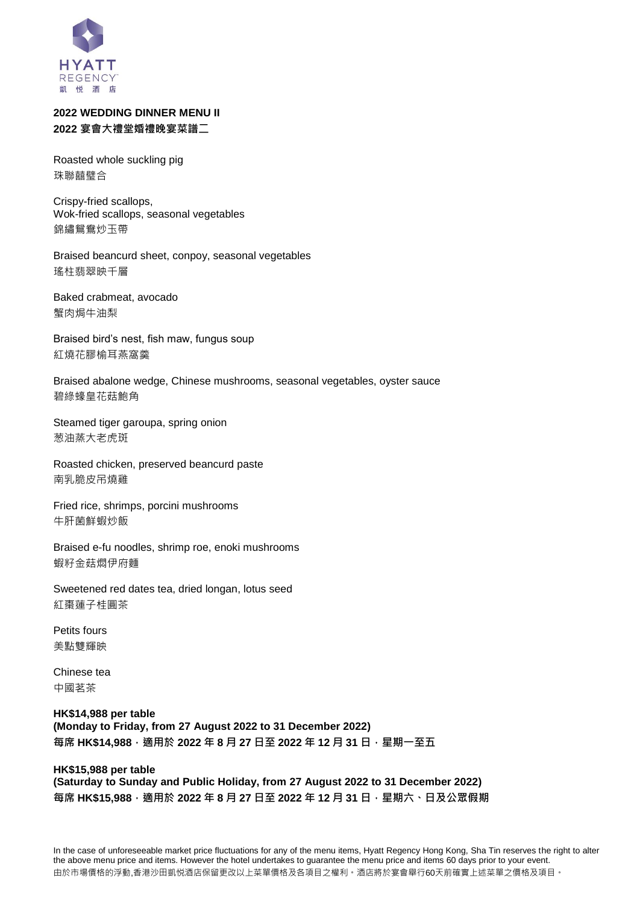HYATT REGENCY
凱 悅 酒 店

**2022 WEDDING DINNER MENU II**
**2022 宴會大禮堂婚禮晚宴菜譜二**

Roasted whole suckling pig
珠聯囍璧合

Crispy-fried scallops,
Wok-fried scallops, seasonal vegetables
錦繡鴛鴦炒玉帶

Braised beancurd sheet, conpoy, seasonal vegetables
瑤柱翡翠映千層

Baked crabmeat, avocado
蟹肉焗牛油梨

Braised bird's nest, fish maw, fungus soup
紅燒花膠榆耳燕窩羹

Braised abalone wedge, Chinese mushrooms, seasonal vegetables, oyster sauce
碧綠蠔皇花菇鮑角

Steamed tiger garoupa, spring onion
葱油蒸大老虎斑

Roasted chicken, preserved beancurd paste
南乳脆皮吊燒雞

Fried rice, shrimps, porcini mushrooms
牛肝菌鮮蝦炒飯

Braised e-fu noodles, shrimp roe, enoki mushrooms
蝦籽金菇燜伊府麵

Sweetened red dates tea, dried longan, lotus seed
紅棗蓮子桂圓茶

Petits fours
美點雙輝映

Chinese tea
中國茗茶

**HK$14,988 per table**
**(Monday to Friday, from 27 August 2022 to 31 December 2022)**
**每席 HK$14,988，適用於 2022 年 8 月 27 日至 2022 年 12 月 31 日，星期一至五**

**HK$15,988 per table**
**(Saturday to Sunday and Public Holiday, from 27 August 2022 to 31 December 2022)**
**每席 HK$15,988，適用於 2022 年 8 月 27 日至 2022 年 12 月 31 日，星期六、日及公眾假期**

In the case of unforeseeable market price fluctuations for any of the menu items, Hyatt Regency Hong Kong, Sha Tin reserves the right to alter the above menu price and items. However the hotel undertakes to guarantee the menu price and items 60 days prior to your event.
由於市場價格的浮動,香港沙田凱悅酒店保留更改以上菜單價格及各項目之權利。酒店將於宴會舉行60天前確實上述菜單之價格及項目。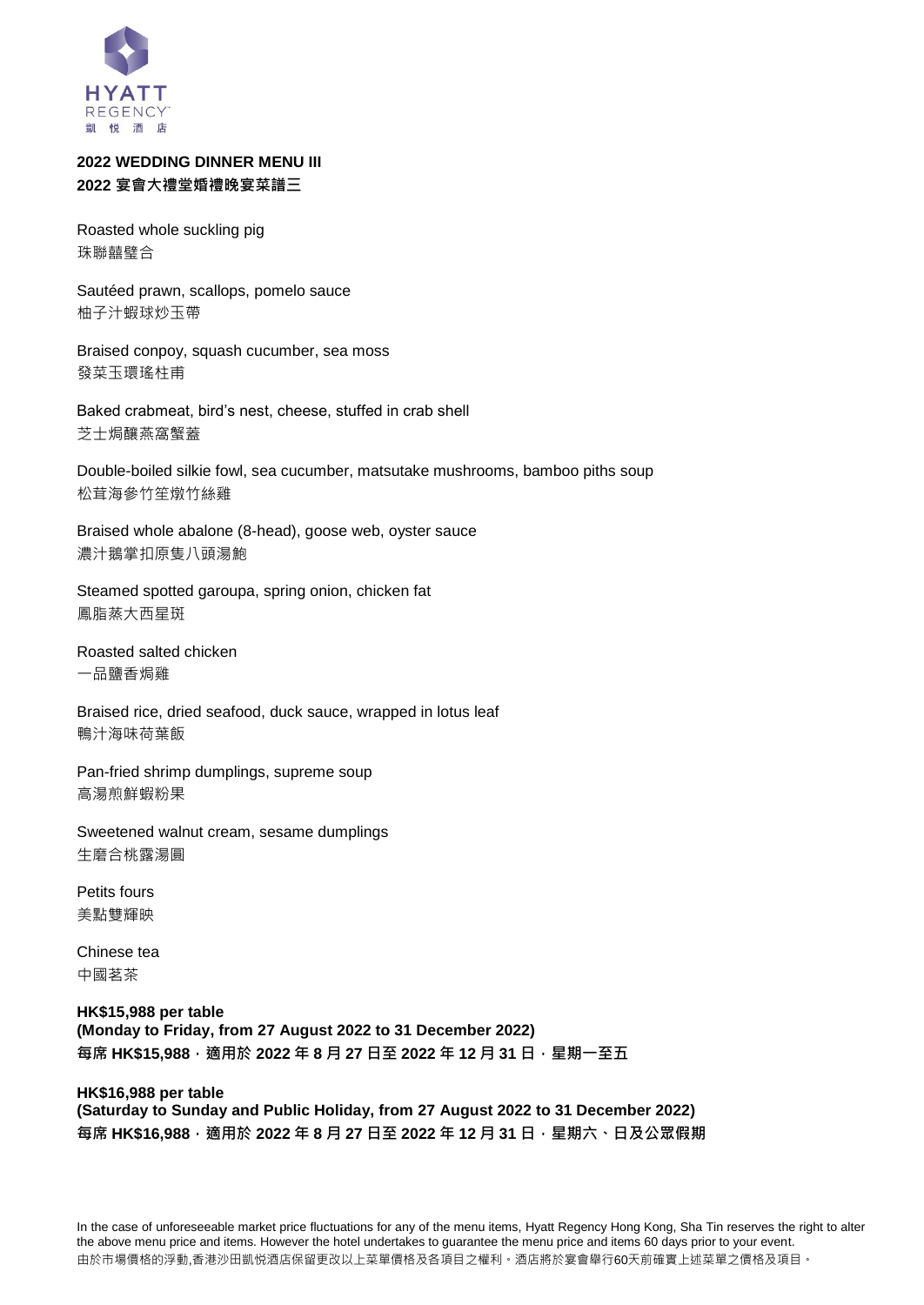HYATT
REGENCY
凱 悅 酒 店

## 2022 WEDDING DINNER MENU III
## 2022 宴會大禮堂婚禮晚宴菜譜三

Roasted whole suckling pig
珠聯囍璧合

Sautéed prawn, scallops, pomelo sauce
柚子汁蝦球炒玉帶

Braised conpoy, squash cucumber, sea moss
發菜玉環瑤柱甫

Baked crabmeat, bird's nest, cheese, stuffed in crab shell
芝士焗釀燕窩蟹蓋

Double-boiled silkie fowl, sea cucumber, matsutake mushrooms, bamboo piths soup
松茸海參竹笙燉竹絲雞

Braised whole abalone (8-head), goose web, oyster sauce
濃汁鵝掌扣原隻八頭湯鮑

Steamed spotted garoupa, spring onion, chicken fat
鳳脂蒸大西星斑

Roasted salted chicken
一品鹽香焗雞

Braised rice, dried seafood, duck sauce, wrapped in lotus leaf
鴨汁海味荷葉飯

Pan-fried shrimp dumplings, supreme soup
高湯煎鮮蝦粉果

Sweetened walnut cream, sesame dumplings
生磨合桃露湯圓

Petits fours
美點雙輝映

Chinese tea
中國茗茶

**HK$15,988 per table**
**(Monday to Friday, from 27 August 2022 to 31 December 2022)**
**每席 HK$15,988，適用於 2022 年 8 月 27 日至 2022 年 12 月 31 日，星期一至五**

**HK$16,988 per table**
**(Saturday to Sunday and Public Holiday, from 27 August 2022 to 31 December 2022)**
**每席 HK$16,988，適用於 2022 年 8 月 27 日至 2022 年 12 月 31 日，星期六、日及公眾假期**

In the case of unforeseeable market price fluctuations for any of the menu items, Hyatt Regency Hong Kong, Sha Tin reserves the right to alter the above menu price and items. However the hotel undertakes to guarantee the menu price and items 60 days prior to your event.
由於市場價格的浮動,香港沙田凱悅酒店保留更改以上菜單價格及各項目之權利。酒店將於宴會舉行60天前確實上述菜單之價格及項目。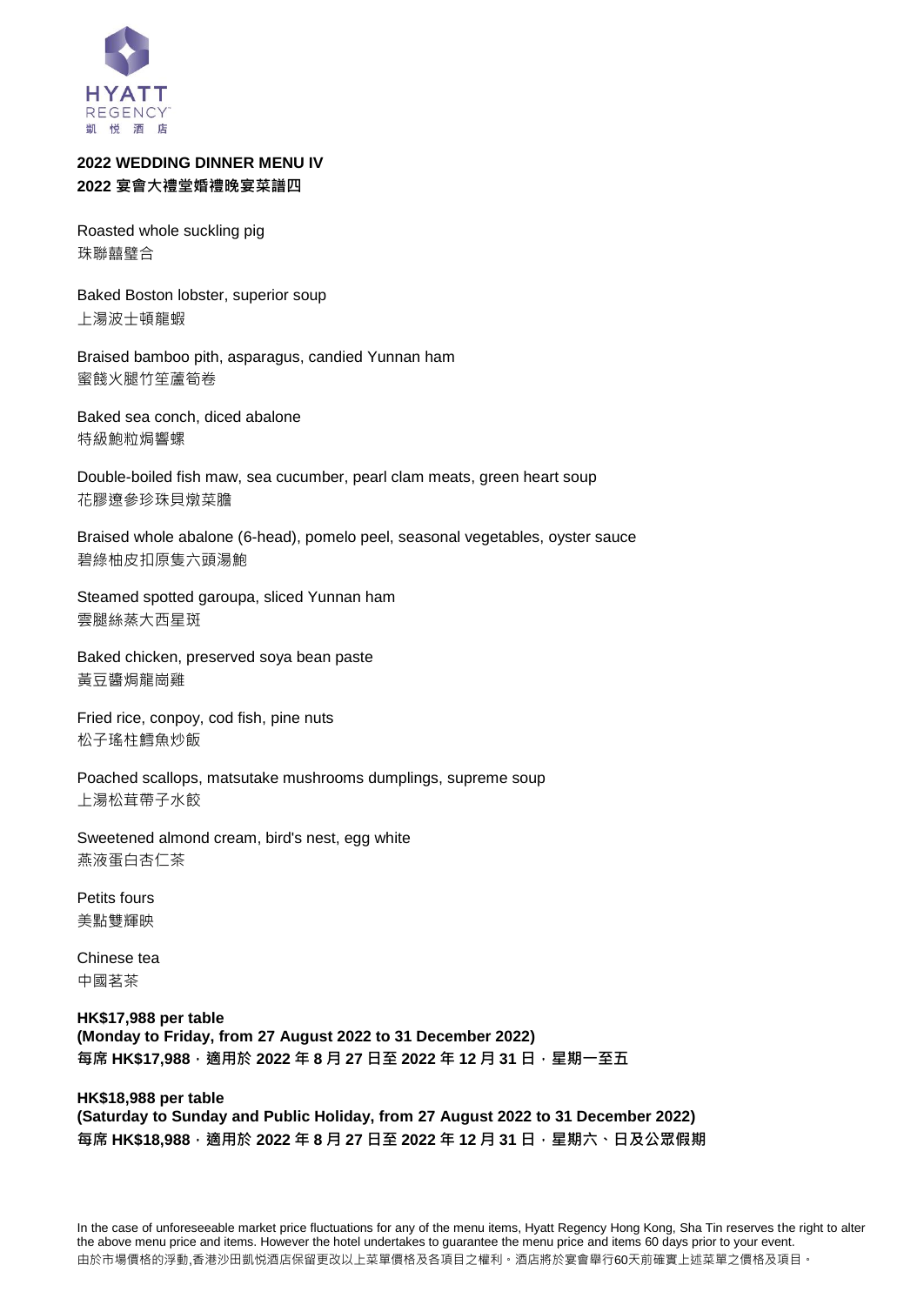HYATT
REGENCY
凱 悅 酒 店

**2022 WEDDING DINNER MENU IV**
**2022 宴會大禮堂婚禮晚宴菜譜四**

Roasted whole suckling pig
珠聯囍璧合

Baked Boston lobster, superior soup
上湯波士頓龍蝦

Braised bamboo pith, asparagus, candied Yunnan ham
蜜餞火腿竹笙蘆筍卷

Baked sea conch, diced abalone
特級鮑粒焗響螺

Double-boiled fish maw, sea cucumber, pearl clam meats, green heart soup
花膠遼參珍珠貝燉菜膽

Braised whole abalone (6-head), pomelo peel, seasonal vegetables, oyster sauce
碧綠柚皮扣原隻六頭湯鮑

Steamed spotted garoupa, sliced Yunnan ham
雲腿絲蒸大西星斑

Baked chicken, preserved soya bean paste
黃豆醬焗龍崗雞

Fried rice, conpoy, cod fish, pine nuts
松子瑤柱鱈魚炒飯

Poached scallops, matsutake mushrooms dumplings, supreme soup
上湯松茸帶子水餃

Sweetened almond cream, bird's nest, egg white
燕液蛋白杏仁茶

Petits fours
美點雙輝映

Chinese tea
中國茗茶

**HK$17,988 per table**
**(Monday to Friday, from 27 August 2022 to 31 December 2022)**
**每席 HK$17,988，適用於 2022 年 8 月 27 日至 2022 年 12 月 31 日，星期一至五**

**HK$18,988 per table**
**(Saturday to Sunday and Public Holiday, from 27 August 2022 to 31 December 2022)**
**每席 HK$18,988，適用於 2022 年 8 月 27 日至 2022 年 12 月 31 日，星期六、日及公眾假期**

In the case of unforeseeable market price fluctuations for any of the menu items, Hyatt Regency Hong Kong, Sha Tin reserves the right to alter the above menu price and items. However the hotel undertakes to guarantee the menu price and items 60 days prior to your event.
由於市場價格的浮動,香港沙田凱悅酒店保留更改以上菜單價格及各項目之權利。酒店將於宴會舉行60天前確實上述菜單之價格及項目。